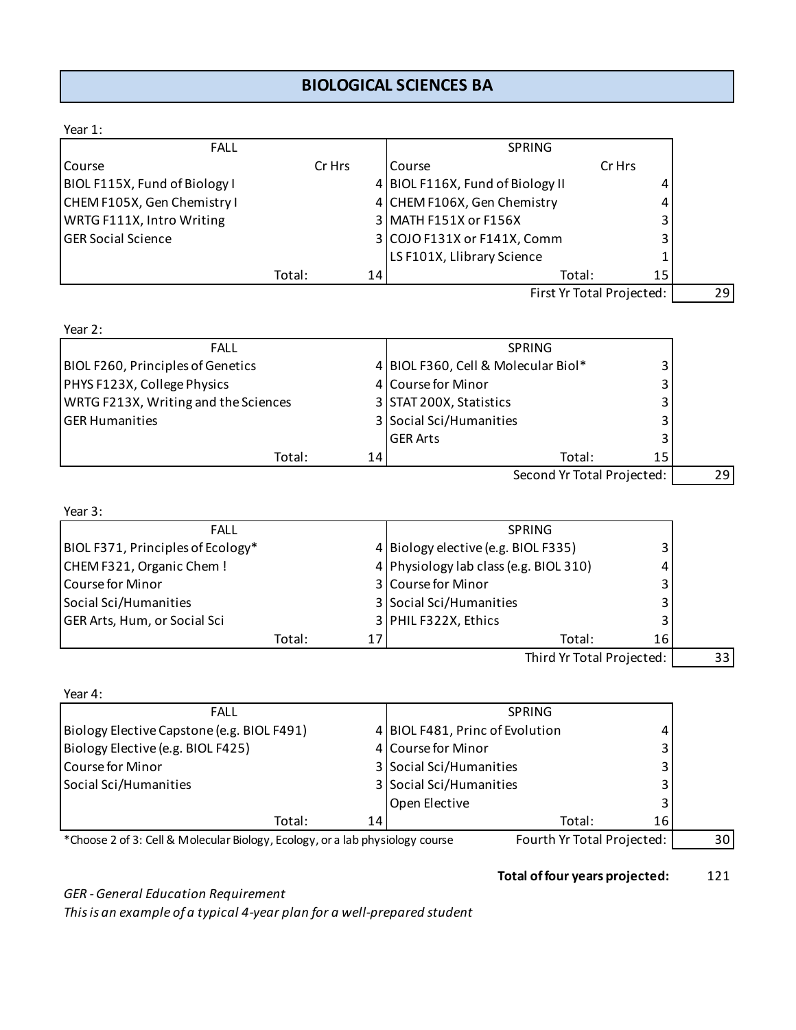# BIOLOGICAL SCIENCES BA

Year 1:

| FALL Course | Cr Hrs | SPRING Course | Cr Hrs |
|---|---|---|---|
| BIOL F115X, Fund of Biology I | 4 | BIOL F116X, Fund of Biology II | 4 |
| CHEM F105X, Gen Chemistry I | 4 | CHEM F106X, Gen Chemistry | 4 |
| WRTG F111X, Intro Writing | 3 | MATH F151X or F156X | 3 |
| GER Social Science | 3 | COJO F131X or F141X, Comm | 3 |
| | | LS F101X, Llibrary Science | 1 |
| Total: | 14 | Total: | 15 |
| | | First Yr Total Projected: | 29 |

Year 2:

| FALL Course | Cr Hrs | SPRING Course | Cr Hrs |
|---|---|---|---|
| BIOL F260, Principles of Genetics | 4 | BIOL F360, Cell & Molecular Biol* | 3 |
| PHYS F123X, College Physics | 4 | Course for Minor | 3 |
| WRTG F213X, Writing and the Sciences | 3 | STAT 200X, Statistics | 3 |
| GER Humanities | 3 | Social Sci/Humanities | 3 |
| | | GER Arts | 3 |
| Total: | 14 | Total: | 15 |
| | | Second Yr Total Projected: | 29 |

Year 3:

| FALL Course | Cr Hrs | SPRING Course | Cr Hrs |
|---|---|---|---|
| BIOL F371, Principles of Ecology* | 4 | Biology elective (e.g. BIOL F335) | 3 |
| CHEM F321, Organic Chem ! | 4 | Physiology lab class (e.g. BIOL 310) | 4 |
| Course for Minor | 3 | Course for Minor | 3 |
| Social Sci/Humanities | 3 | Social Sci/Humanities | 3 |
| GER Arts, Hum, or Social Sci | 3 | PHIL F322X, Ethics | 3 |
| Total: | 17 | Total: | 16 |
| | | Third Yr Total Projected: | 33 |

Year 4:

| FALL Course | Cr Hrs | SPRING Course | Cr Hrs |
|---|---|---|---|
| Biology Elective Capstone (e.g. BIOL F491) | 4 | BIOL F481, Princ of Evolution | 4 |
| Biology Elective (e.g. BIOL F425) | 4 | Course for Minor | 3 |
| Course for Minor | 3 | Social Sci/Humanities | 3 |
| Social Sci/Humanities | 3 | Social Sci/Humanities | 3 |
| | | Open Elective | 3 |
| Total: | 14 | Total: | 16 |
| | | Fourth Yr Total Projected: | 30 |

*Choose 2 of 3: Cell & Molecular Biology, Ecology, or a lab physiology course

**Total of four years projected:** 121

*GER - General Education Requirement*

*This is an example of a typical 4-year plan for a well-prepared student*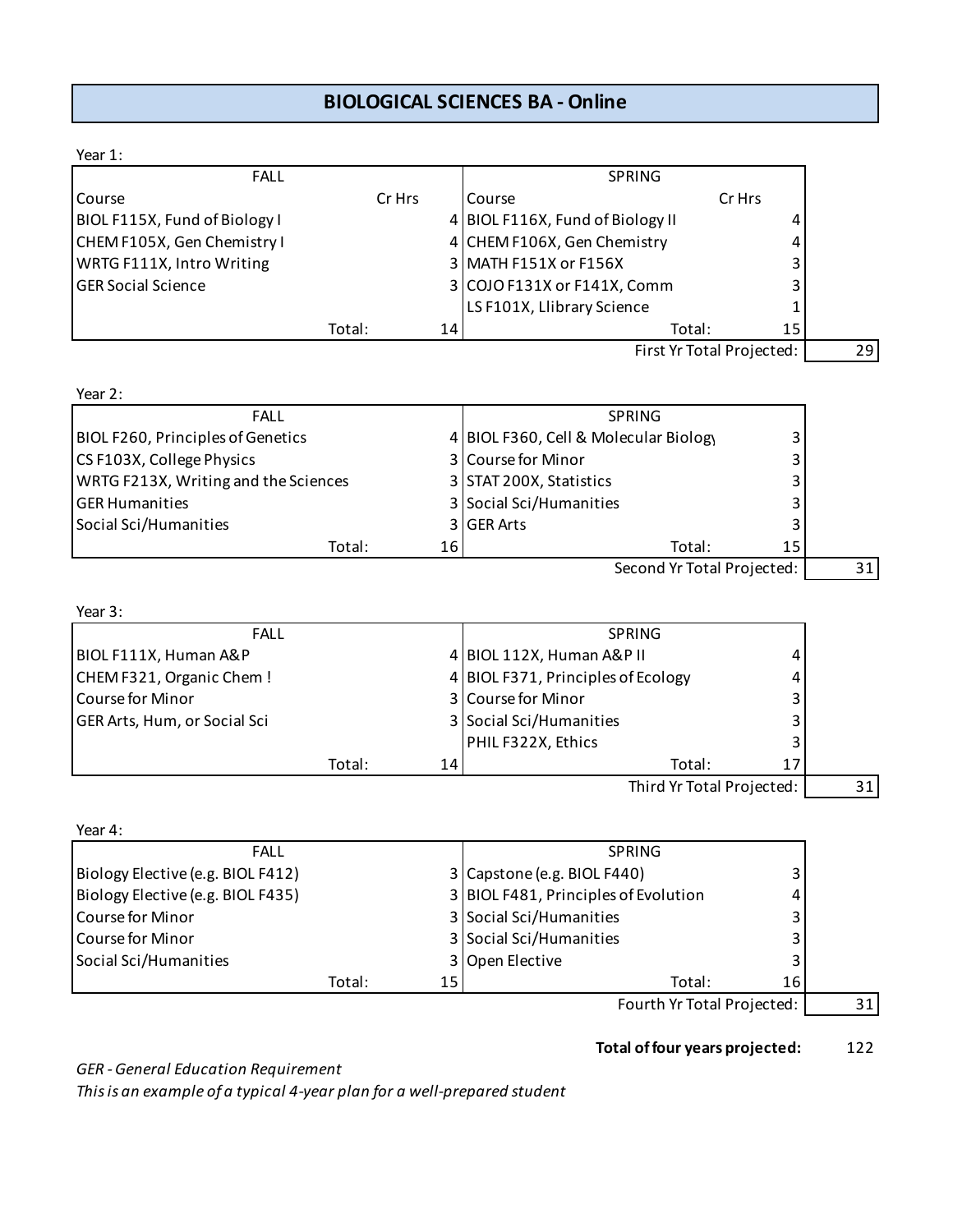# BIOLOGICAL SCIENCES BA - Online

Year 1:

| FALL | | SPRING | |
|---|---|---|---|
| Course | Cr Hrs | Course | Cr Hrs |
| BIOL F115X, Fund of Biology I | 4 | BIOL F116X, Fund of Biology II | 4 |
| CHEM F105X, Gen Chemistry I | 4 | CHEM F106X, Gen Chemistry | 4 |
| WRTG F111X, Intro Writing | 3 | MATH F151X or F156X | 3 |
| GER Social Science | 3 | COJO F131X or F141X, Comm | 3 |
| | | LS F101X, Llibrary Science | 1 |
| Total: | 14 | Total: | 15 |
| | | First Yr Total Projected: | 29 |

Year 2:

| FALL | | SPRING | |
|---|---|---|---|
| BIOL F260, Principles of Genetics | 4 | BIOL F360, Cell & Molecular Biology | 3 |
| CS F103X, College Physics | 3 | Course for Minor | 3 |
| WRTG F213X, Writing and the Sciences | 3 | STAT 200X, Statistics | 3 |
| GER Humanities | 3 | Social Sci/Humanities | 3 |
| Social Sci/Humanities | 3 | GER Arts | 3 |
| Total: | 16 | Total: | 15 |
| | | Second Yr Total Projected: | 31 |

Year 3:

| FALL | | SPRING | |
|---|---|---|---|
| BIOL F111X, Human A&P | 4 | BIOL 112X, Human A&P II | 4 |
| CHEM F321, Organic Chem ! | 4 | BIOL F371, Principles of Ecology | 4 |
| Course for Minor | 3 | Course for Minor | 3 |
| GER Arts, Hum, or Social Sci | 3 | Social Sci/Humanities | 3 |
| | | PHIL F322X, Ethics | 3 |
| Total: | 14 | Total: | 17 |
| | | Third Yr Total Projected: | 31 |

Year 4:

| FALL | | SPRING | |
|---|---|---|---|
| Biology Elective (e.g. BIOL F412) | 3 | Capstone (e.g. BIOL F440) | 3 |
| Biology Elective (e.g. BIOL F435) | 3 | BIOL F481, Principles of Evolution | 4 |
| Course for Minor | 3 | Social Sci/Humanities | 3 |
| Course for Minor | 3 | Social Sci/Humanities | 3 |
| Social Sci/Humanities | 3 | Open Elective | 3 |
| Total: | 15 | Total: | 16 |
| | | Fourth Yr Total Projected: | 31 |

**Total of four years projected:** 122

*GER - General Education Requirement*

*This is an example of a typical 4-year plan for a well-prepared student*